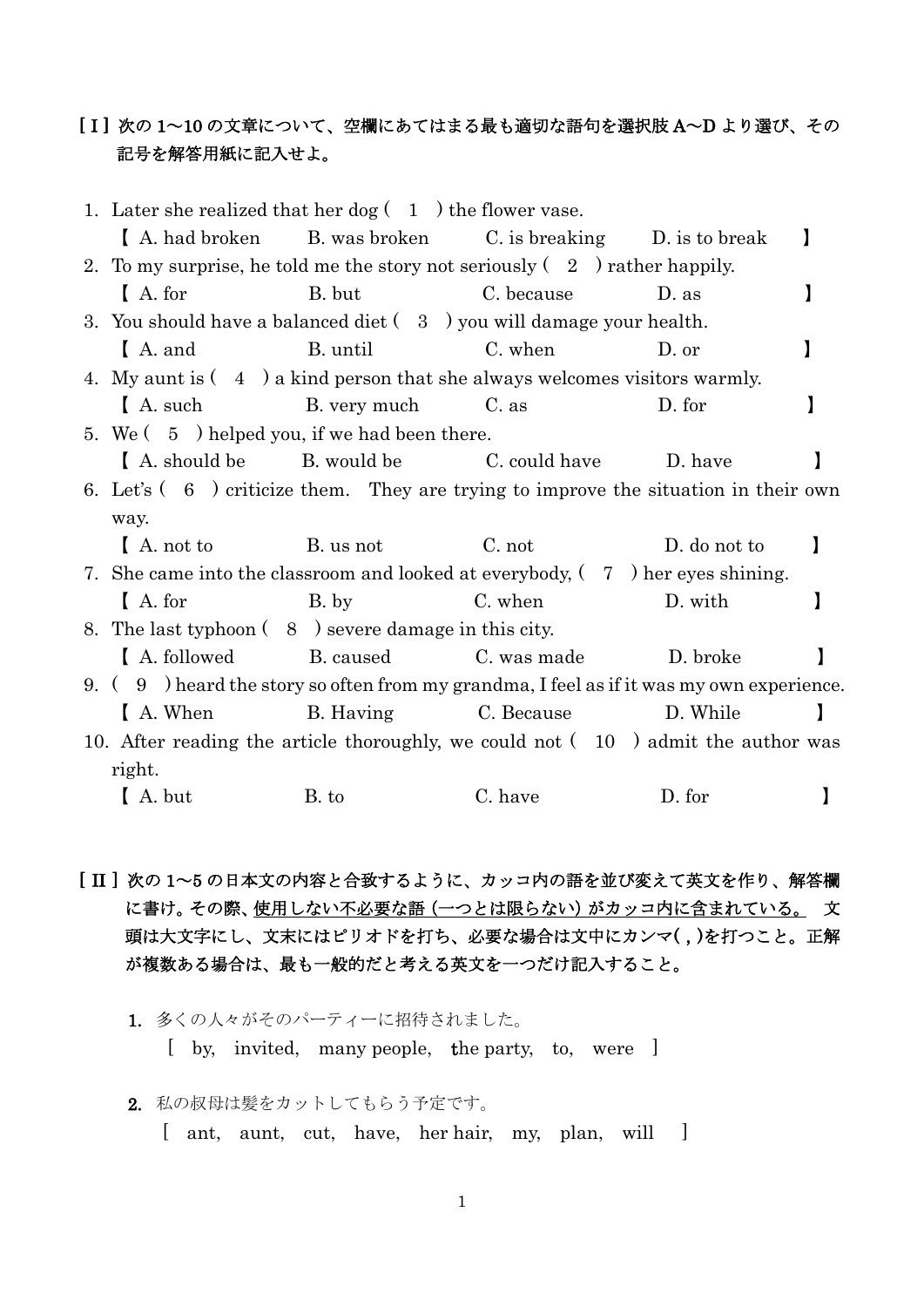［Ⅰ］次の 1〜10 の文章について、空欄にあてはまる最も適切な語句を選択肢 A〜D より選び、その記号を解答用紙に記入せよ。

1. Later she realized that her dog ( 1 ) the flower vase.
   【 A. had broken　　B. was broken　　C. is breaking　　D. is to break 】
2. To my surprise, he told me the story not seriously ( 2 ) rather happily.
   【 A. for　　B. but　　C. because　　D. as 】
3. You should have a balanced diet ( 3 ) you will damage your health.
   【 A. and　　B. until　　C. when　　D. or 】
4. My aunt is ( 4 ) a kind person that she always welcomes visitors warmly.
   【 A. such　　B. very much　　C. as　　D. for 】
5. We ( 5 ) helped you, if we had been there.
   【 A. should be　　B. would be　　C. could have　　D. have 】
6. Let's ( 6 ) criticize them. They are trying to improve the situation in their own way.
   【 A. not to　　B. us not　　C. not　　D. do not to 】
7. She came into the classroom and looked at everybody, ( 7 ) her eyes shining.
   【 A. for　　B. by　　C. when　　D. with 】
8. The last typhoon ( 8 ) severe damage in this city.
   【 A. followed　　B. caused　　C. was made　　D. broke 】
9. ( 9 ) heard the story so often from my grandma, I feel as if it was my own experience.
   【 A. When　　B. Having　　C. Because　　D. While 】
10. After reading the article thoroughly, we could not ( 10 ) admit the author was right.
   【 A. but　　B. to　　C. have　　D. for 】

［Ⅱ］次の 1〜5 の日本文の内容と合致するように、カッコ内の語を並び変えて英文を作り、解答欄に書け。その際、使用しない不必要な語（一つとは限らない）がカッコ内に含まれている。 文頭は大文字にし、文末にはピリオドを打ち、必要な場合は文中にカンマ( , )を打つこと。正解が複数ある場合は、最も一般的だと考える英文を一つだけ記入すること。

1. 多くの人々がそのパーティーに招待されました。
   [ by, invited, many people, the party, to, were ]

2. 私の叔母は髪をカットしてもらう予定です。
   [ ant, aunt, cut, have, her hair, my, plan, will ]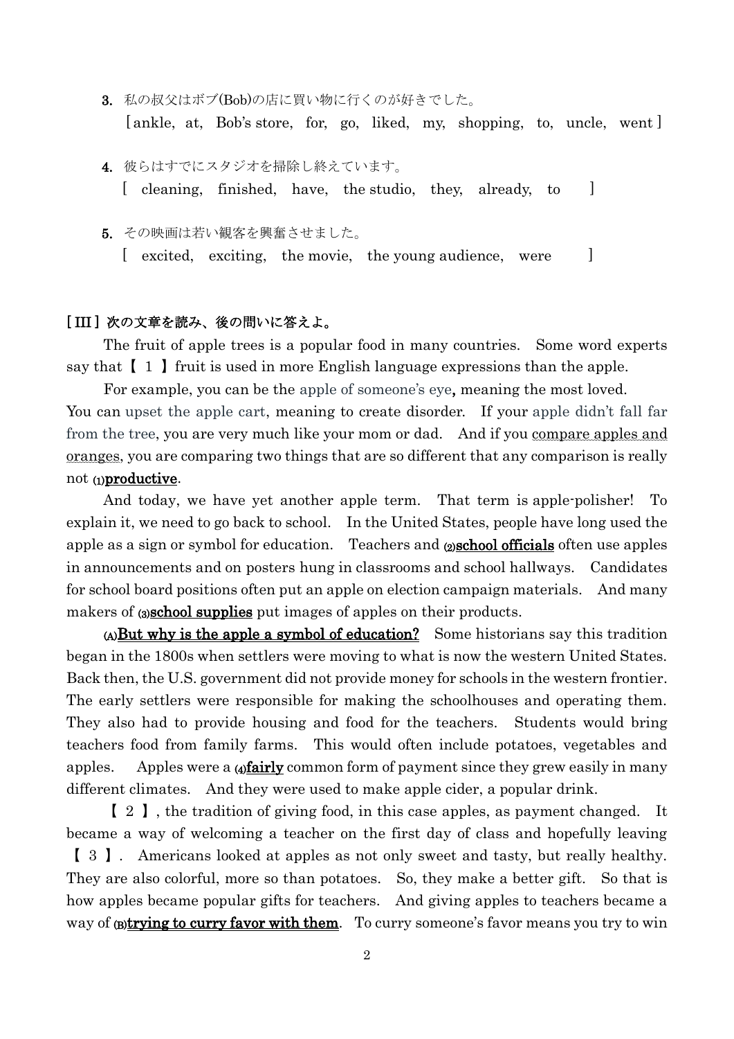3. 私の叔父はボブ(Bob)の店に買い物に行くのが好きでした。

   [ ankle, at, Bob's store, for, go, liked, my, shopping, to, uncle, went ]

4. 彼らはすでにスタジオを掃除し終えています。

   [ cleaning, finished, have, the studio, they, already, to ]

5. その映画は若い観客を興奮させました。

   [ excited, exciting, the movie, the young audience, were ]

**[ III ] 次の文章を読み、後の問いに答えよ。**

The fruit of apple trees is a popular food in many countries. Some word experts say that【 1 】fruit is used in more English language expressions than the apple.

For example, you can be the apple of someone's eye, meaning the most loved. You can upset the apple cart, meaning to create disorder. If your apple didn't fall far from the tree, you are very much like your mom or dad. And if you compare apples and oranges, you are comparing two things that are so different that any comparison is really not (1)**productive**.

And today, we have yet another apple term. That term is apple-polisher! To explain it, we need to go back to school. In the United States, people have long used the apple as a sign or symbol for education. Teachers and (2)**school officials** often use apples in announcements and on posters hung in classrooms and school hallways. Candidates for school board positions often put an apple on election campaign materials. And many makers of (3)**school supplies** put images of apples on their products.

(A)**But why is the apple a symbol of education?** Some historians say this tradition began in the 1800s when settlers were moving to what is now the western United States. Back then, the U.S. government did not provide money for schools in the western frontier. The early settlers were responsible for making the schoolhouses and operating them. They also had to provide housing and food for the teachers. Students would bring teachers food from family farms. This would often include potatoes, vegetables and apples. Apples were a (4)**fairly** common form of payment since they grew easily in many different climates. And they were used to make apple cider, a popular drink.

【 2 】, the tradition of giving food, in this case apples, as payment changed. It became a way of welcoming a teacher on the first day of class and hopefully leaving 【 3 】. Americans looked at apples as not only sweet and tasty, but really healthy. They are also colorful, more so than potatoes. So, they make a better gift. So that is how apples became popular gifts for teachers. And giving apples to teachers became a way of (B)**trying to curry favor with them**. To curry someone's favor means you try to win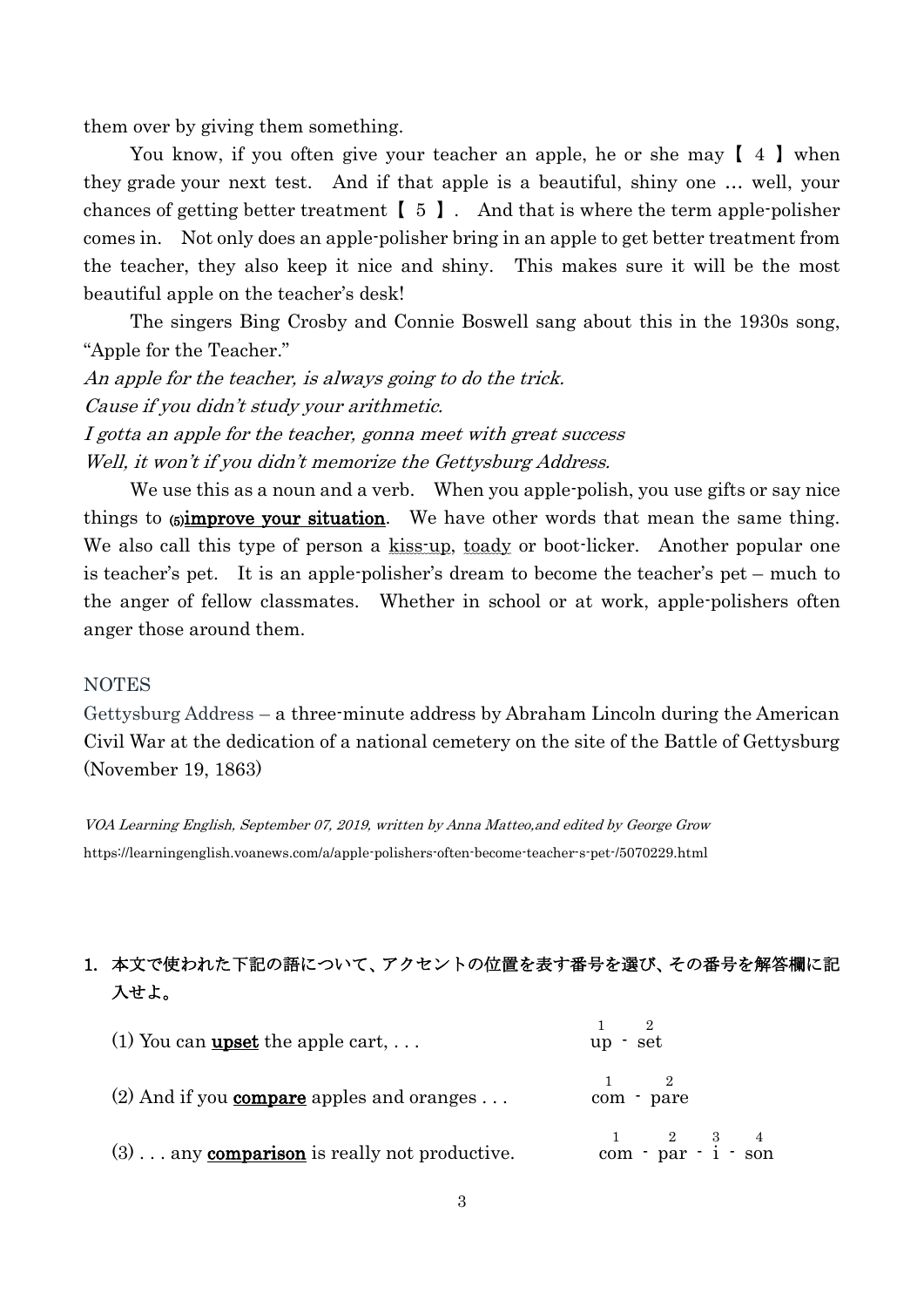them over by giving them something.

You know, if you often give your teacher an apple, he or she may 【 4 】 when they grade your next test. And if that apple is a beautiful, shiny one … well, your chances of getting better treatment 【 5 】. And that is where the term apple-polisher comes in. Not only does an apple-polisher bring in an apple to get better treatment from the teacher, they also keep it nice and shiny. This makes sure it will be the most beautiful apple on the teacher's desk!

The singers Bing Crosby and Connie Boswell sang about this in the 1930s song, "Apple for the Teacher."

*An apple for the teacher, is always going to do the trick.*
*Cause if you didn't study your arithmetic.*
*I gotta an apple for the teacher, gonna meet with great success*
*Well, it won't if you didn't memorize the Gettysburg Address.*

We use this as a noun and a verb. When you apple-polish, you use gifts or say nice things to (5)**improve your situation**. We have other words that mean the same thing. We also call this type of person a kiss-up, toady or boot-licker. Another popular one is teacher's pet. It is an apple-polisher's dream to become the teacher's pet – much to the anger of fellow classmates. Whether in school or at work, apple-polishers often anger those around them.

NOTES

Gettysburg Address – a three-minute address by Abraham Lincoln during the American Civil War at the dedication of a national cemetery on the site of the Battle of Gettysburg (November 19, 1863)

*VOA Learning English, September 07, 2019, written by Anna Matteo,and edited by George Grow*
https://learningenglish.voanews.com/a/apple-polishers-often-become-teacher-s-pet-/5070229.html

**1. 本文で使われた下記の語について、アクセントの位置を表す番号を選び、その番号を解答欄に記入せよ。**

(1) You can **upset** the apple cart, . . . 　　　up(1) - set(2)

(2) And if you **compare** apples and oranges . . . 　　　com(1) - pare(2)

(3) . . . any **comparison** is really not productive. 　　　com(1) - par(2) - i(3) - son(4)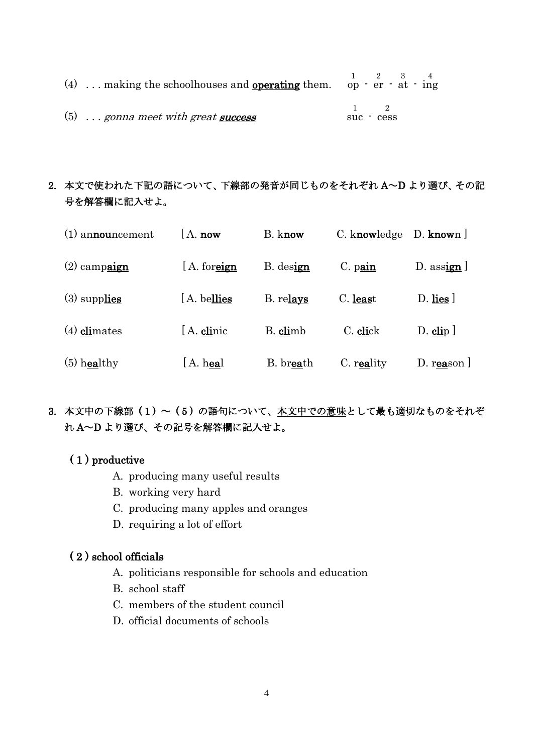(4) . . . making the schoolhouses and **operating** them.　　op - er - at - ing (1 2 3 4)

(5) . . . *gonna meet with great* ***success***　　suc - cess (1 2)

**2. 本文で使われた下記の語について、下線部の発音が同じものをそれぞれ A～D より選び、その記号を解答欄に記入せよ。**

(1) an**nou**ncement　[ A. **now**　B. k**now**　C. k**now**ledge　D. **know**n ]

(2) camp**aign**　[ A. for**eign**　B. des**ign**　C. p**ain**　D. ass**ign** ]

(3) supp**lies**　[ A. be**llies**　B. re**lays**　C. **leas**t　D. **lies** ]

(4) **cli**mates　[ A. **cli**nic　B. **cli**mb　C. **cli**ck　D. **cli**p ]

(5) h**ea**lthy　[ A. h**ea**l　B. br**ea**th　C. r**ea**lity　D. r**ea**son ]

**3. 本文中の下線部（1）～（5）の語句について、本文中での意味として最も適切なものをそれぞれ A～D より選び、その記号を解答欄に記入せよ。**

**（1）productive**

A. producing many useful results
B. working very hard
C. producing many apples and oranges
D. requiring a lot of effort

**（2）school officials**

A. politicians responsible for schools and education
B. school staff
C. members of the student council
D. official documents of schools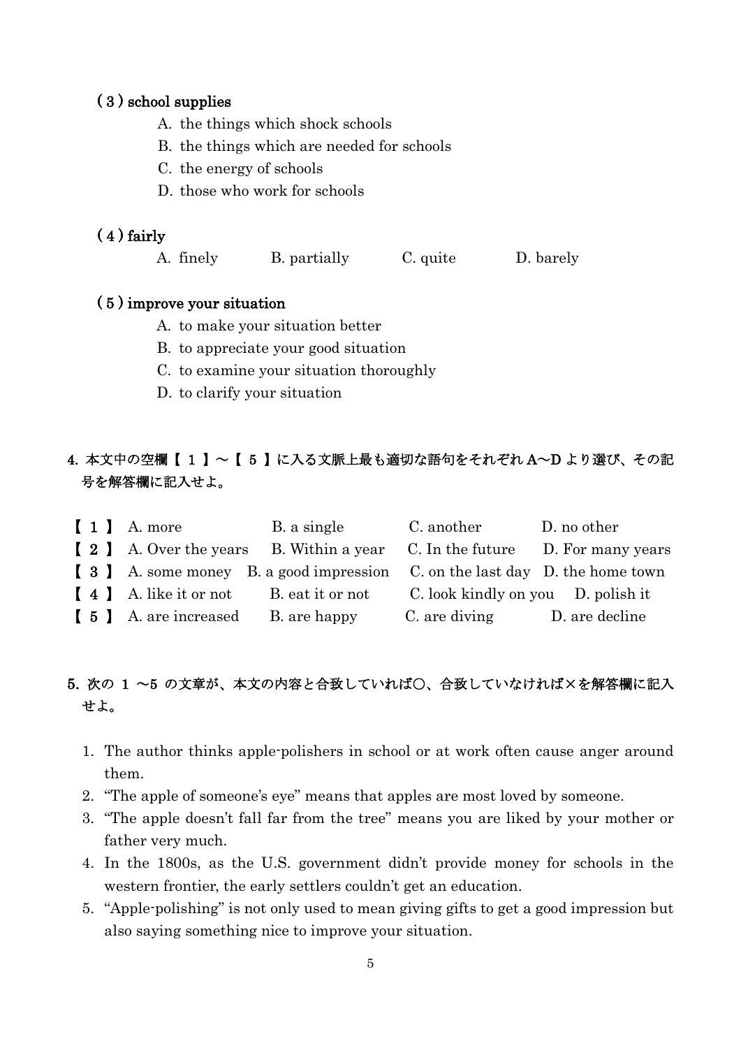**（3）school supplies**

A. the things which shock schools
B. the things which are needed for schools
C. the energy of schools
D. those who work for schools

**（4）fairly**

A. finely　　B. partially　　C. quite　　D. barely

**（5）improve your situation**

A. to make your situation better
B. to appreciate your good situation
C. to examine your situation thoroughly
D. to clarify your situation

**4. 本文中の空欄【 1 】～【 5 】に入る文脈上最も適切な語句をそれぞれ A～D より選び、その記号を解答欄に記入せよ。**

| | A | B | C | D |
|---|---|---|---|---|
| 【 1 】 | A. more | B. a single | C. another | D. no other |
| 【 2 】 | A. Over the years | B. Within a year | C. In the future | D. For many years |
| 【 3 】 | A. some money | B. a good impression | C. on the last day | D. the home town |
| 【 4 】 | A. like it or not | B. eat it or not | C. look kindly on you | D. polish it |
| 【 5 】 | A. are increased | B. are happy | C. are diving | D. are decline |

**5. 次の 1 ～5 の文章が、本文の内容と合致していれば〇、合致していなければ×を解答欄に記入せよ。**

1. The author thinks apple-polishers in school or at work often cause anger around them.
2. "The apple of someone's eye" means that apples are most loved by someone.
3. "The apple doesn't fall far from the tree" means you are liked by your mother or father very much.
4. In the 1800s, as the U.S. government didn't provide money for schools in the western frontier, the early settlers couldn't get an education.
5. "Apple-polishing" is not only used to mean giving gifts to get a good impression but also saying something nice to improve your situation.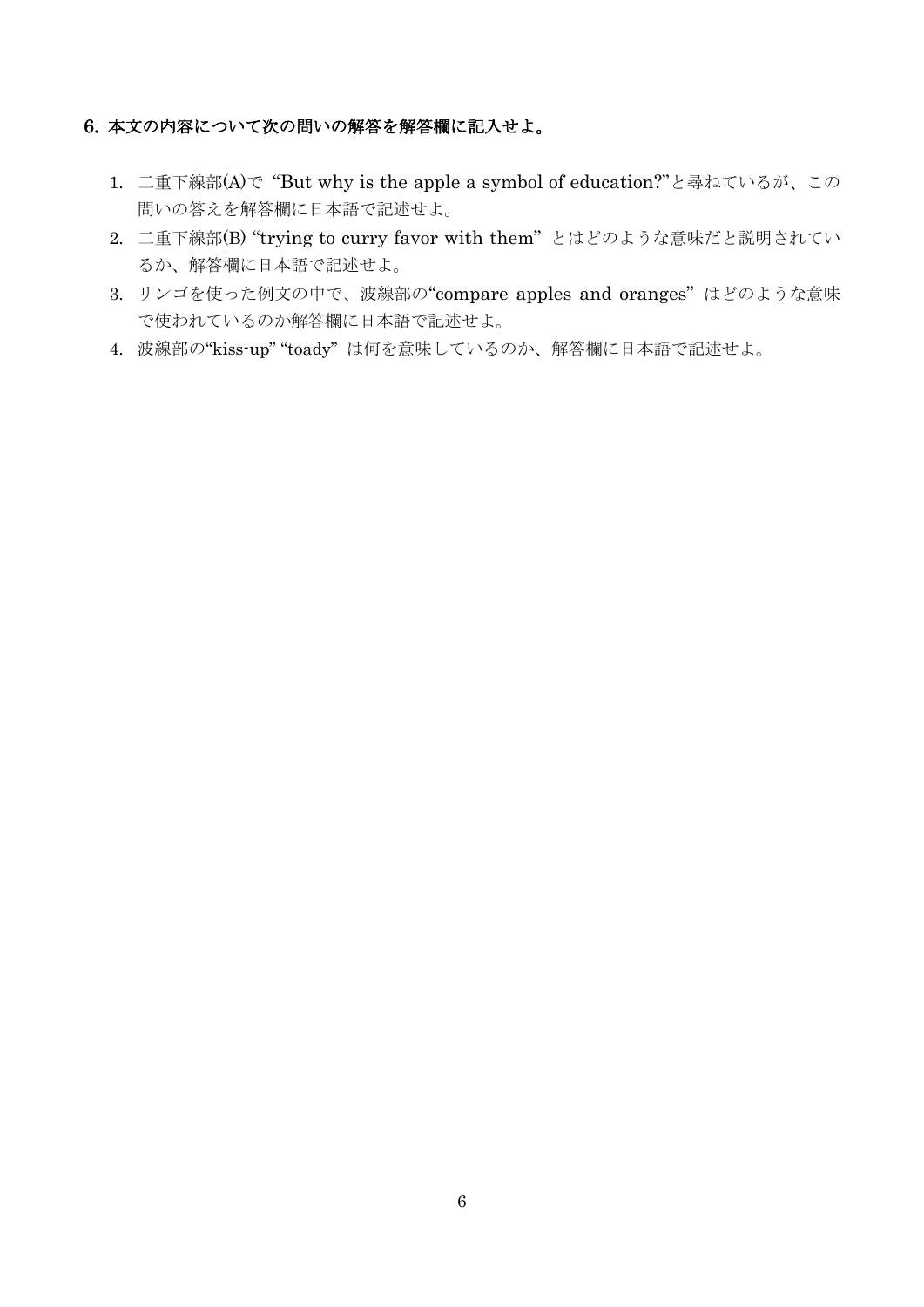**6. 本文の内容について次の問いの解答を解答欄に記入せよ。**

1. 二重下線部(A)で “But why is the apple a symbol of education?”と尋ねているが、この問いの答えを解答欄に日本語で記述せよ。
2. 二重下線部(B) “trying to curry favor with them” とはどのような意味だと説明されているか、解答欄に日本語で記述せよ。
3. リンゴを使った例文の中で、波線部の“compare apples and oranges” はどのような意味で使われているのか解答欄に日本語で記述せよ。
4. 波線部の“kiss-up” “toady” は何を意味しているのか、解答欄に日本語で記述せよ。